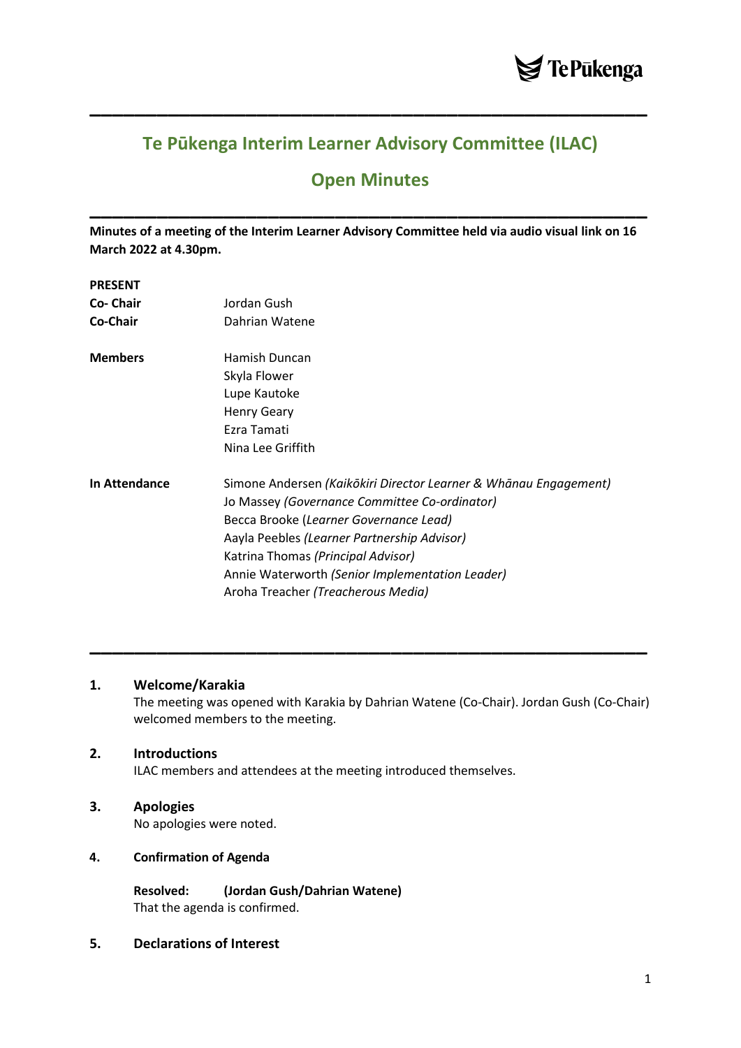# Te Pūkenga Interim Learner Advisory Committee (ILAC)

## Open Minutes

**Minutes of a meeting of the Interim Learner Advisory Committee held via audio visual link on 16 March 2022 at 4.30pm.**

**PRESENT**

| | |
|---|---|
| **Co- Chair** | Jordan Gush |
| **Co-Chair** | Dahrian Watene |
| **Members** | Hamish Duncan<br>Skyla Flower<br>Lupe Kautoke<br>Henry Geary<br>Ezra Tamati<br>Nina Lee Griffith |
| **In Attendance** | Simone Andersen *(Kaikōkiri Director Learner & Whānau Engagement)*<br>Jo Massey *(Governance Committee Co-ordinator)*<br>Becca Brooke (*Learner Governance Lead)*<br>Aayla Peebles *(Learner Partnership Advisor)*<br>Katrina Thomas *(Principal Advisor)*<br>Annie Waterworth *(Senior Implementation Leader)*<br>Aroha Treacher *(Treacherous Media)* |

---

**1. Welcome/Karakia**

The meeting was opened with Karakia by Dahrian Watene (Co-Chair). Jordan Gush (Co-Chair) welcomed members to the meeting.

**2. Introductions**

ILAC members and attendees at the meeting introduced themselves.

**3. Apologies**

No apologies were noted.

**4. Confirmation of Agenda**

**Resolved: (Jordan Gush/Dahrian Watene)**
That the agenda is confirmed.

**5. Declarations of Interest**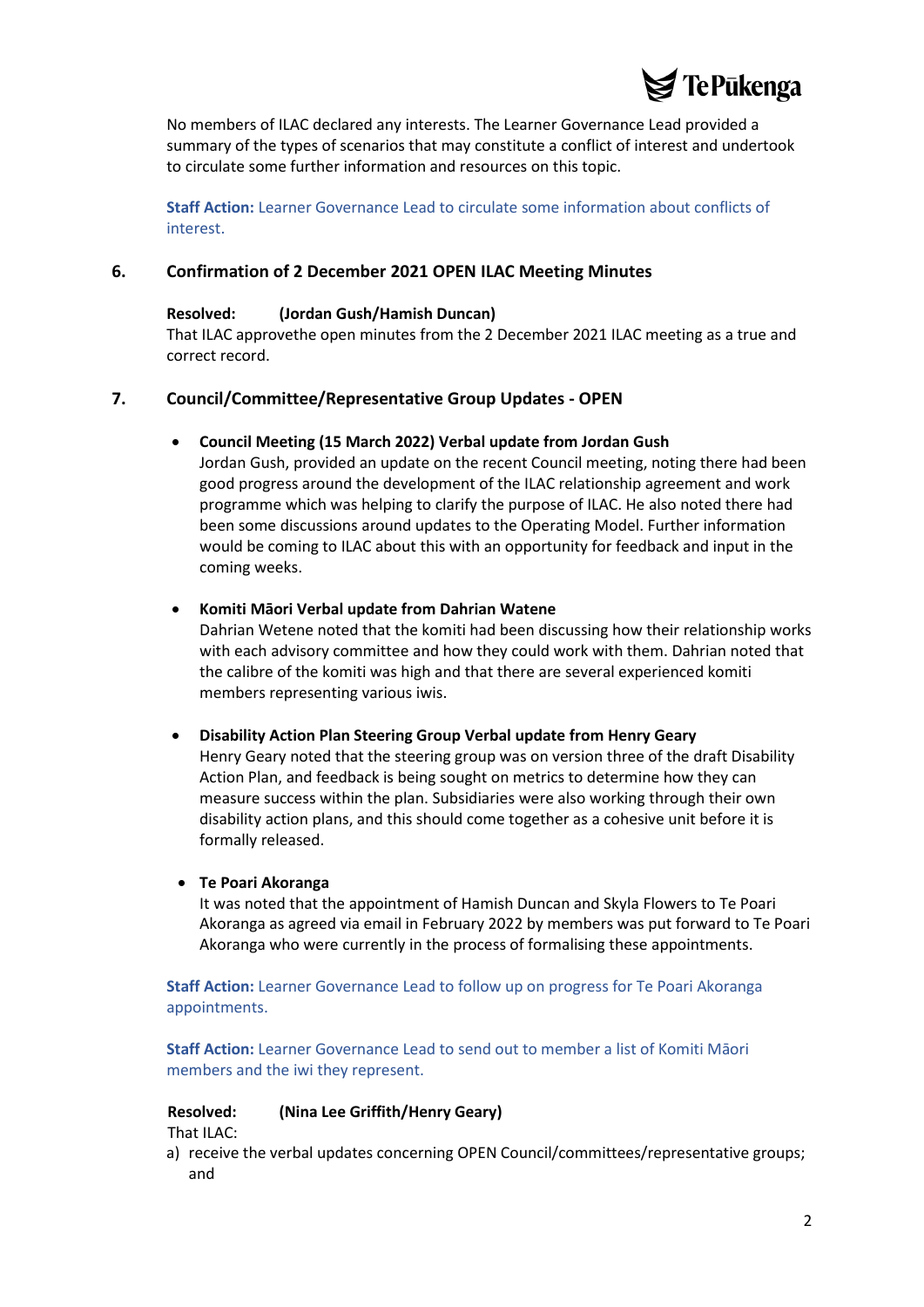No members of ILAC declared any interests. The Learner Governance Lead provided a summary of the types of scenarios that may constitute a conflict of interest and undertook to circulate some further information and resources on this topic.

**Staff Action:** Learner Governance Lead to circulate some information about conflicts of interest.

## 6. Confirmation of 2 December 2021 OPEN ILAC Meeting Minutes

**Resolved: (Jordan Gush/Hamish Duncan)**
That ILAC approvethe open minutes from the 2 December 2021 ILAC meeting as a true and correct record.

## 7. Council/Committee/Representative Group Updates - OPEN

- **Council Meeting (15 March 2022) Verbal update from Jordan Gush**
  Jordan Gush, provided an update on the recent Council meeting, noting there had been good progress around the development of the ILAC relationship agreement and work programme which was helping to clarify the purpose of ILAC. He also noted there had been some discussions around updates to the Operating Model. Further information would be coming to ILAC about this with an opportunity for feedback and input in the coming weeks.

- **Komiti Māori Verbal update from Dahrian Watene**
  Dahrian Wetene noted that the komiti had been discussing how their relationship works with each advisory committee and how they could work with them. Dahrian noted that the calibre of the komiti was high and that there are several experienced komiti members representing various iwis.

- **Disability Action Plan Steering Group Verbal update from Henry Geary**
  Henry Geary noted that the steering group was on version three of the draft Disability Action Plan, and feedback is being sought on metrics to determine how they can measure success within the plan. Subsidiaries were also working through their own disability action plans, and this should come together as a cohesive unit before it is formally released.

- **Te Poari Akoranga**
  It was noted that the appointment of Hamish Duncan and Skyla Flowers to Te Poari Akoranga as agreed via email in February 2022 by members was put forward to Te Poari Akoranga who were currently in the process of formalising these appointments.

**Staff Action:** Learner Governance Lead to follow up on progress for Te Poari Akoranga appointments.

**Staff Action:** Learner Governance Lead to send out to member a list of Komiti Māori members and the iwi they represent.

**Resolved: (Nina Lee Griffith/Henry Geary)**
That ILAC:

a) receive the verbal updates concerning OPEN Council/committees/representative groups; and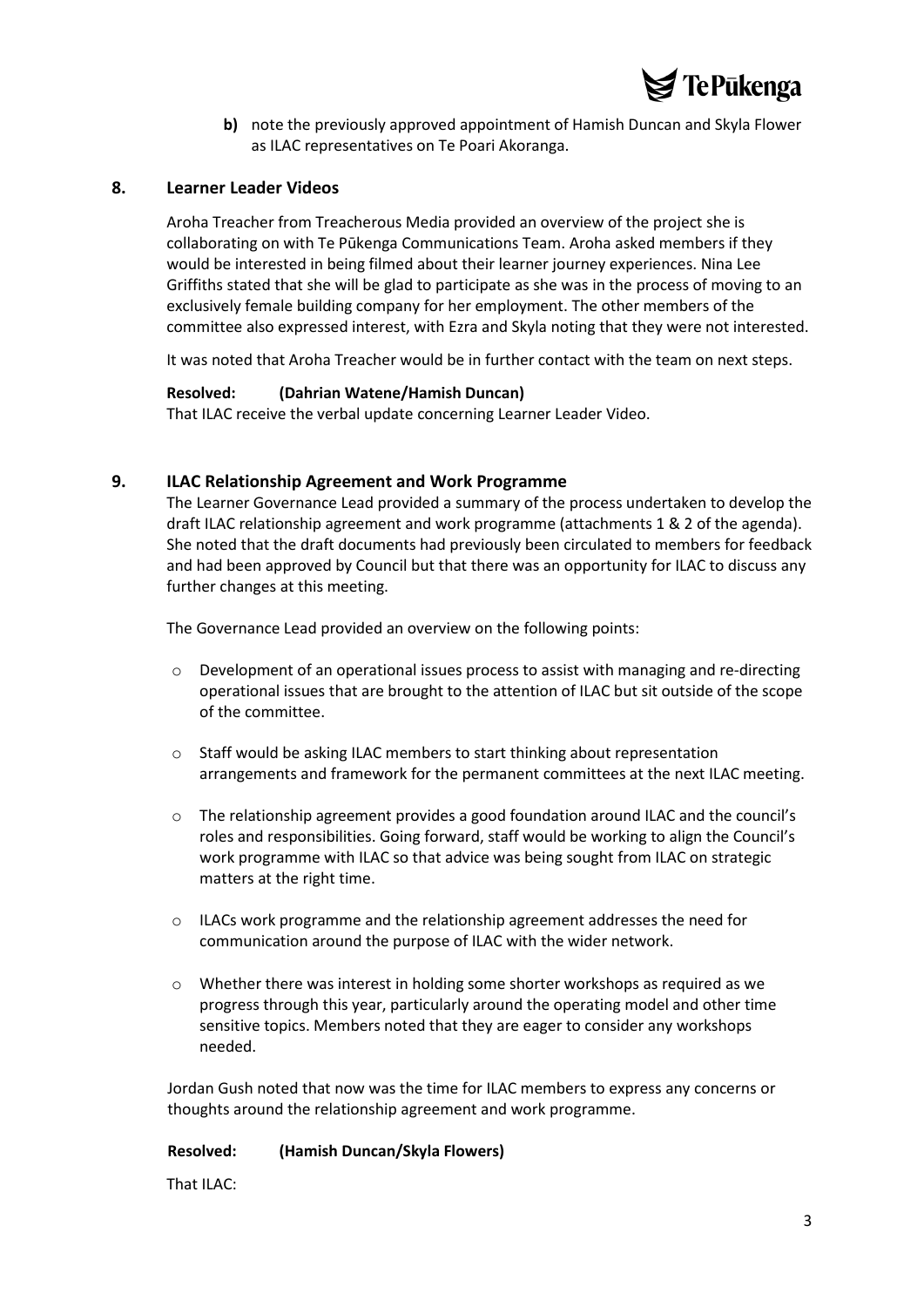**b)** note the previously approved appointment of Hamish Duncan and Skyla Flower as ILAC representatives on Te Poari Akoranga.

## 8. Learner Leader Videos

Aroha Treacher from Treacherous Media provided an overview of the project she is collaborating on with Te Pūkenga Communications Team. Aroha asked members if they would be interested in being filmed about their learner journey experiences. Nina Lee Griffiths stated that she will be glad to participate as she was in the process of moving to an exclusively female building company for her employment. The other members of the committee also expressed interest, with Ezra and Skyla noting that they were not interested.

It was noted that Aroha Treacher would be in further contact with the team on next steps.

**Resolved: (Dahrian Watene/Hamish Duncan)**
That ILAC receive the verbal update concerning Learner Leader Video.

## 9. ILAC Relationship Agreement and Work Programme

The Learner Governance Lead provided a summary of the process undertaken to develop the draft ILAC relationship agreement and work programme (attachments 1 & 2 of the agenda). She noted that the draft documents had previously been circulated to members for feedback and had been approved by Council but that there was an opportunity for ILAC to discuss any further changes at this meeting.

The Governance Lead provided an overview on the following points:

- Development of an operational issues process to assist with managing and re-directing operational issues that are brought to the attention of ILAC but sit outside of the scope of the committee.
- Staff would be asking ILAC members to start thinking about representation arrangements and framework for the permanent committees at the next ILAC meeting.
- The relationship agreement provides a good foundation around ILAC and the council's roles and responsibilities. Going forward, staff would be working to align the Council's work programme with ILAC so that advice was being sought from ILAC on strategic matters at the right time.
- ILACs work programme and the relationship agreement addresses the need for communication around the purpose of ILAC with the wider network.
- Whether there was interest in holding some shorter workshops as required as we progress through this year, particularly around the operating model and other time sensitive topics. Members noted that they are eager to consider any workshops needed.

Jordan Gush noted that now was the time for ILAC members to express any concerns or thoughts around the relationship agreement and work programme.

**Resolved: (Hamish Duncan/Skyla Flowers)**

That ILAC: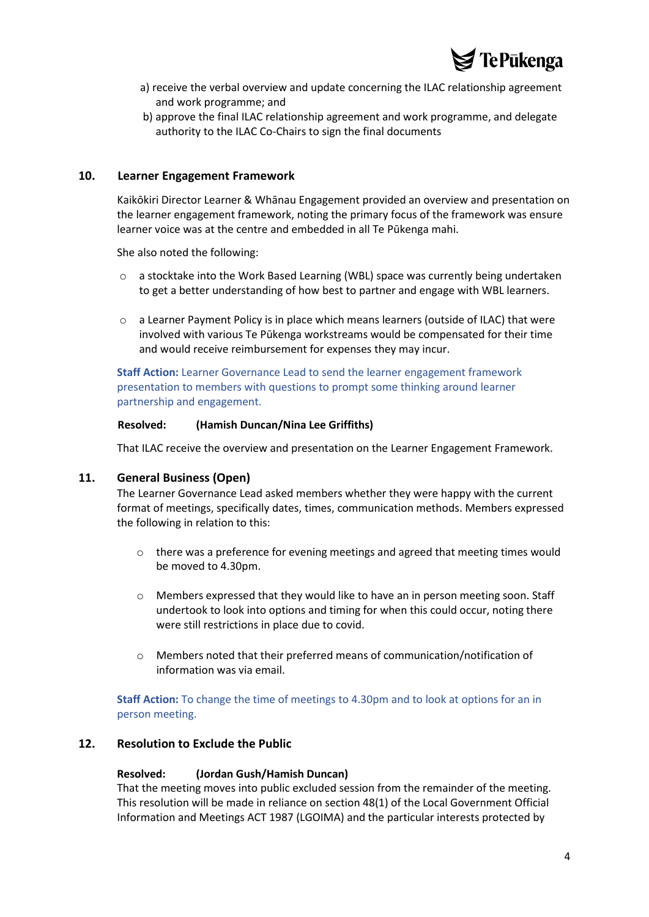a) receive the verbal overview and update concerning the ILAC relationship agreement and work programme; and

b) approve the final ILAC relationship agreement and work programme, and delegate authority to the ILAC Co-Chairs to sign the final documents

## 10. Learner Engagement Framework

Kaikōkiri Director Learner & Whānau Engagement provided an overview and presentation on the learner engagement framework, noting the primary focus of the framework was ensure learner voice was at the centre and embedded in all Te Pūkenga mahi.

She also noted the following:

- a stocktake into the Work Based Learning (WBL) space was currently being undertaken to get a better understanding of how best to partner and engage with WBL learners.
- a Learner Payment Policy is in place which means learners (outside of ILAC) that were involved with various Te Pūkenga workstreams would be compensated for their time and would receive reimbursement for expenses they may incur.

**Staff Action:** Learner Governance Lead to send the learner engagement framework presentation to members with questions to prompt some thinking around learner partnership and engagement.

**Resolved: (Hamish Duncan/Nina Lee Griffiths)**

That ILAC receive the overview and presentation on the Learner Engagement Framework.

## 11. General Business (Open)

The Learner Governance Lead asked members whether they were happy with the current format of meetings, specifically dates, times, communication methods. Members expressed the following in relation to this:

- there was a preference for evening meetings and agreed that meeting times would be moved to 4.30pm.
- Members expressed that they would like to have an in person meeting soon. Staff undertook to look into options and timing for when this could occur, noting there were still restrictions in place due to covid.
- Members noted that their preferred means of communication/notification of information was via email.

**Staff Action:** To change the time of meetings to 4.30pm and to look at options for an in person meeting.

## 12. Resolution to Exclude the Public

**Resolved: (Jordan Gush/Hamish Duncan)**

That the meeting moves into public excluded session from the remainder of the meeting. This resolution will be made in reliance on section 48(1) of the Local Government Official Information and Meetings ACT 1987 (LGOIMA) and the particular interests protected by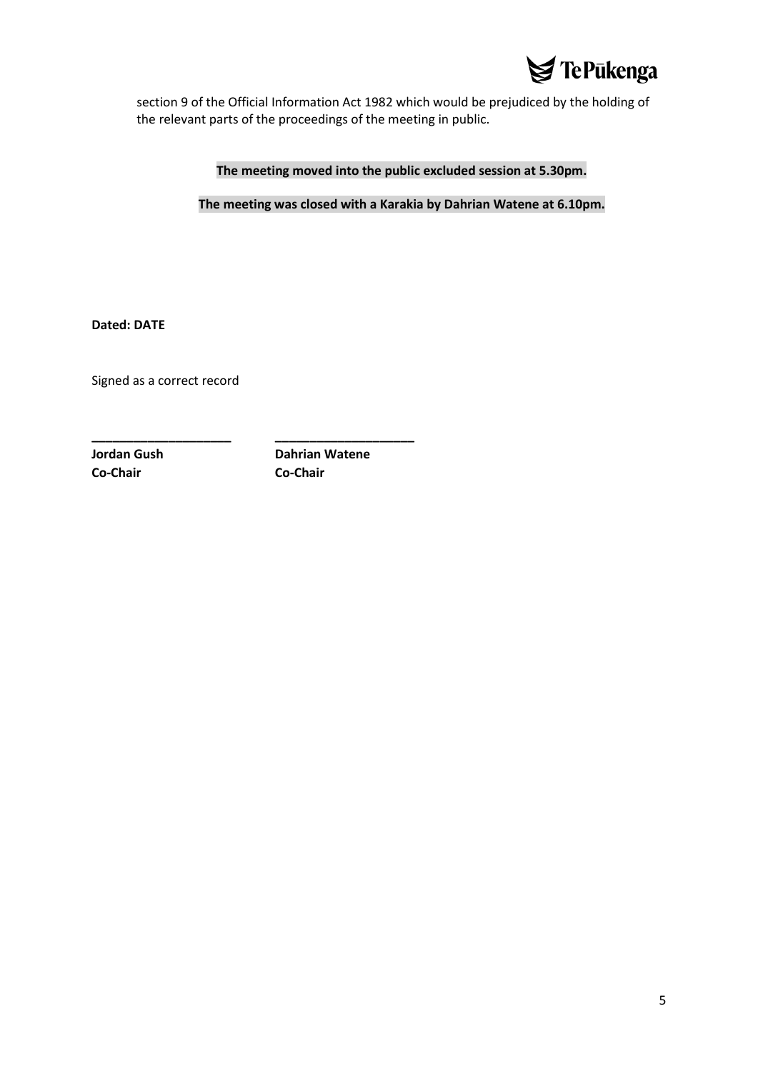section 9 of the Official Information Act 1982 which would be prejudiced by the holding of the relevant parts of the proceedings of the meeting in public.

**The meeting moved into the public excluded session at 5.30pm.**

**The meeting was closed with a Karakia by Dahrian Watene at 6.10pm.**

**Dated: DATE**

Signed as a correct record

| | |
|---|---|
| ____________________ | ____________________ |
| **Jordan Gush** | **Dahrian Watene** |
| **Co-Chair** | **Co-Chair** |